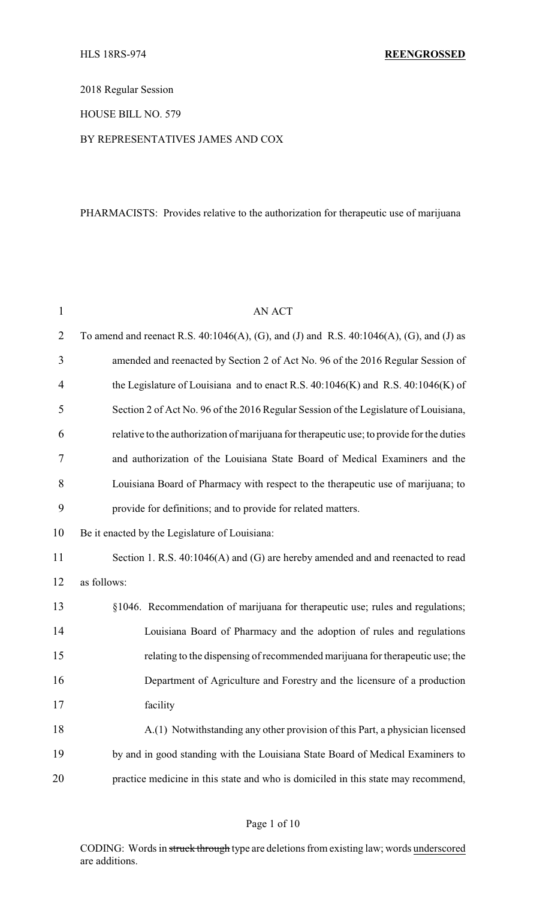HLS 18RS-974 **REENGROSSED**

2018 Regular Session

HOUSE BILL NO. 579

BY REPRESENTATIVES JAMES AND COX

PHARMACISTS: Provides relative to the authorization for therapeutic use of marijuana

AN ACT

To amend and reenact R.S. 40:1046(A), (G), and (J) and R.S. 40:1046(A), (G), and (J) as amended and reenacted by Section 2 of Act No. 96 of the 2016 Regular Session of the Legislature of Louisiana and to enact R.S. 40:1046(K) and R.S. 40:1046(K) of Section 2 of Act No. 96 of the 2016 Regular Session of the Legislature of Louisiana, relative to the authorization of marijuana for therapeutic use; to provide for the duties and authorization of the Louisiana State Board of Medical Examiners and the Louisiana Board of Pharmacy with respect to the therapeutic use of marijuana; to provide for definitions; and to provide for related matters.

Be it enacted by the Legislature of Louisiana:

Section 1. R.S. 40:1046(A) and (G) are hereby amended and and reenacted to read as follows:

§1046. Recommendation of marijuana for therapeutic use; rules and regulations; Louisiana Board of Pharmacy and the adoption of rules and regulations relating to the dispensing of recommended marijuana for therapeutic use; the Department of Agriculture and Forestry and the licensure of a production facility

A.(1) Notwithstanding any other provision of this Part, a physician licensed by and in good standing with the Louisiana State Board of Medical Examiners to practice medicine in this state and who is domiciled in this state may recommend,

CODING: Words in ~~struck through~~ type are deletions from existing law; words underscored are additions.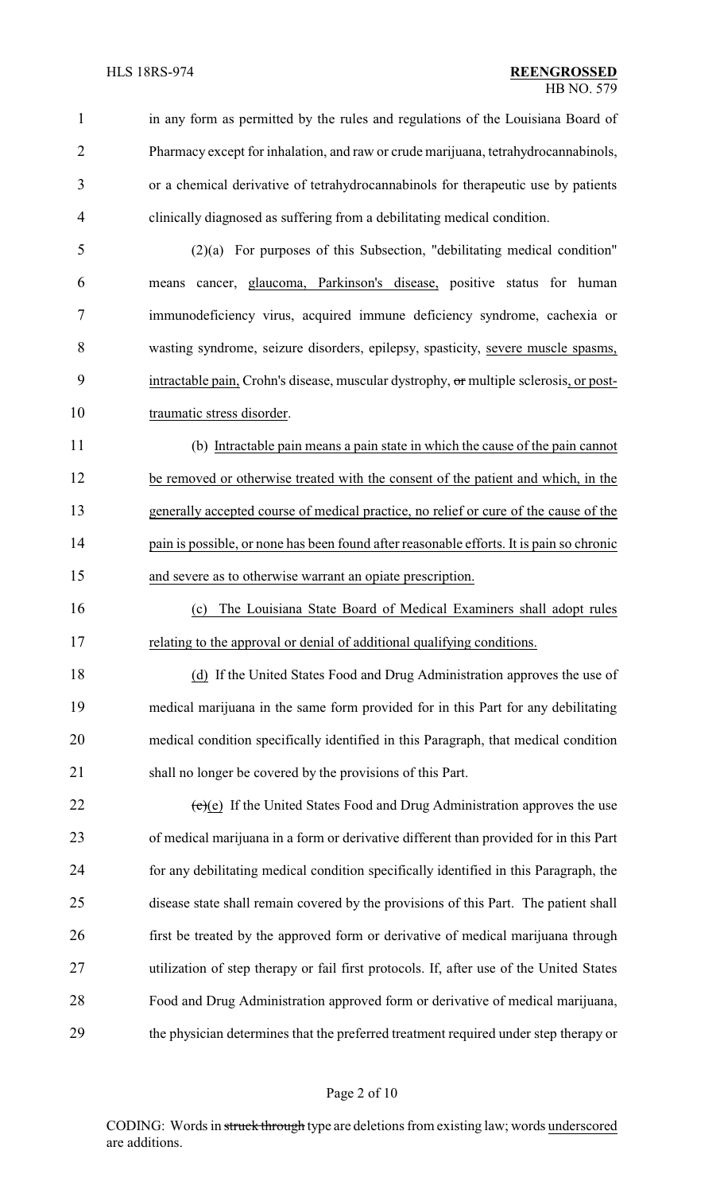in any form as permitted by the rules and regulations of the Louisiana Board of Pharmacy except for inhalation, and raw or crude marijuana, tetrahydrocannabinols, or a chemical derivative of tetrahydrocannabinols for therapeutic use by patients clinically diagnosed as suffering from a debilitating medical condition.

(2)(a) For purposes of this Subsection, "debilitating medical condition" means cancer, glaucoma, Parkinson's disease, positive status for human immunodeficiency virus, acquired immune deficiency syndrome, cachexia or wasting syndrome, seizure disorders, epilepsy, spasticity, severe muscle spasms, intractable pain, Crohn's disease, muscular dystrophy, ~~or~~ multiple sclerosis, or post-traumatic stress disorder.

(b) Intractable pain means a pain state in which the cause of the pain cannot be removed or otherwise treated with the consent of the patient and which, in the generally accepted course of medical practice, no relief or cure of the cause of the pain is possible, or none has been found after reasonable efforts. It is pain so chronic and severe as to otherwise warrant an opiate prescription.

(c) The Louisiana State Board of Medical Examiners shall adopt rules relating to the approval or denial of additional qualifying conditions.

(d) If the United States Food and Drug Administration approves the use of medical marijuana in the same form provided for in this Part for any debilitating medical condition specifically identified in this Paragraph, that medical condition shall no longer be covered by the provisions of this Part.

~~(c)~~(e) If the United States Food and Drug Administration approves the use of medical marijuana in a form or derivative different than provided for in this Part for any debilitating medical condition specifically identified in this Paragraph, the disease state shall remain covered by the provisions of this Part. The patient shall first be treated by the approved form or derivative of medical marijuana through utilization of step therapy or fail first protocols. If, after use of the United States Food and Drug Administration approved form or derivative of medical marijuana, the physician determines that the preferred treatment required under step therapy or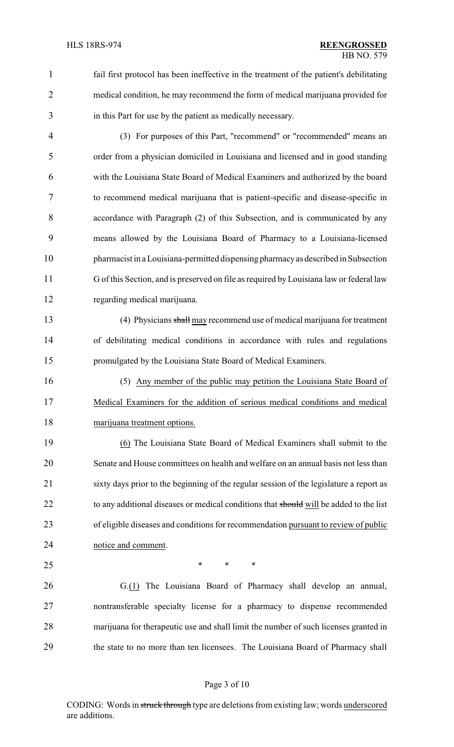fail first protocol has been ineffective in the treatment of the patient's debilitating medical condition, he may recommend the form of medical marijuana provided for in this Part for use by the patient as medically necessary.

(3) For purposes of this Part, "recommend" or "recommended" means an order from a physician domiciled in Louisiana and licensed and in good standing with the Louisiana State Board of Medical Examiners and authorized by the board to recommend medical marijuana that is patient-specific and disease-specific in accordance with Paragraph (2) of this Subsection, and is communicated by any means allowed by the Louisiana Board of Pharmacy to a Louisiana-licensed pharmacist in a Louisiana-permitted dispensing pharmacy as described in Subsection G of this Section, and is preserved on file as required by Louisiana law or federal law regarding medical marijuana.

(4) Physicians ~~shall~~ <u>may</u> recommend use of medical marijuana for treatment of debilitating medical conditions in accordance with rules and regulations promulgated by the Louisiana State Board of Medical Examiners.

(5) <u>Any member of the public may petition the Louisiana State Board of Medical Examiners for the addition of serious medical conditions and medical marijuana treatment options.</u>

<u>(6)</u> The Louisiana State Board of Medical Examiners shall submit to the Senate and House committees on health and welfare on an annual basis not less than sixty days prior to the beginning of the regular session of the legislature a report as to any additional diseases or medical conditions that ~~should~~ <u>will</u> be added to the list of eligible diseases and conditions for recommendation <u>pursuant to review of public notice and comment</u>.

\* \* \*

G.<u>(1)</u> The Louisiana Board of Pharmacy shall develop an annual, nontransferable specialty license for a pharmacy to dispense recommended marijuana for therapeutic use and shall limit the number of such licenses granted in the state to no more than ten licensees. The Louisiana Board of Pharmacy shall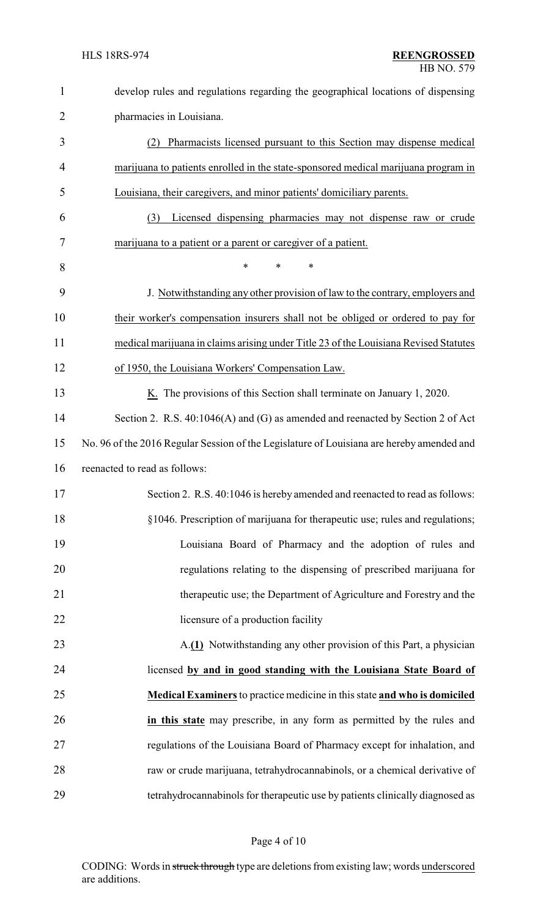develop rules and regulations regarding the geographical locations of dispensing pharmacies in Louisiana.

(2) Pharmacists licensed pursuant to this Section may dispense medical marijuana to patients enrolled in the state-sponsored medical marijuana program in Louisiana, their caregivers, and minor patients' domiciliary parents.

(3) Licensed dispensing pharmacies may not dispense raw or crude marijuana to a patient or a parent or caregiver of a patient.

\* \* \*

J. Notwithstanding any other provision of law to the contrary, employers and their worker's compensation insurers shall not be obliged or ordered to pay for medical marijuana in claims arising under Title 23 of the Louisiana Revised Statutes of 1950, the Louisiana Workers' Compensation Law.

K. The provisions of this Section shall terminate on January 1, 2020.

Section 2. R.S. 40:1046(A) and (G) as amended and reenacted by Section 2 of Act No. 96 of the 2016 Regular Session of the Legislature of Louisiana are hereby amended and reenacted to read as follows:

Section 2. R.S. 40:1046 is hereby amended and reenacted to read as follows:

§1046. Prescription of marijuana for therapeutic use; rules and regulations; Louisiana Board of Pharmacy and the adoption of rules and regulations relating to the dispensing of prescribed marijuana for therapeutic use; the Department of Agriculture and Forestry and the licensure of a production facility

A.**(1)** Notwithstanding any other provision of this Part, a physician licensed **by and in good standing with the Louisiana State Board of Medical Examiners** to practice medicine in this state **and who is domiciled in this state** may prescribe, in any form as permitted by the rules and regulations of the Louisiana Board of Pharmacy except for inhalation, and raw or crude marijuana, tetrahydrocannabinols, or a chemical derivative of tetrahydrocannabinols for therapeutic use by patients clinically diagnosed as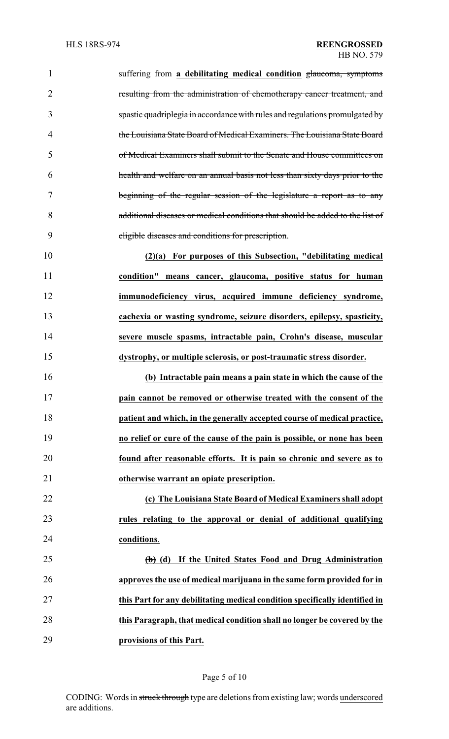suffering from **a debilitating medical condition** ~~glaucoma, symptoms resulting from the administration of chemotherapy cancer treatment, and spastic quadriplegia in accordance with rules and regulations promulgated by the Louisiana State Board of Medical Examiners. The Louisiana State Board of Medical Examiners shall submit to the Senate and House committees on health and welfare on an annual basis not less than sixty days prior to the beginning of the regular session of the legislature a report as to any additional diseases or medical conditions that should be added to the list of eligible diseases and conditions for prescription~~.

**(2)(a) For purposes of this Subsection, "debilitating medical condition" means cancer, glaucoma, positive status for human immunodeficiency virus, acquired immune deficiency syndrome, cachexia or wasting syndrome, seizure disorders, epilepsy, spasticity, severe muscle spasms, intractable pain, Crohn's disease, muscular dystrophy, ~~or~~ multiple sclerosis, or post-traumatic stress disorder.**

**(b) Intractable pain means a pain state in which the cause of the pain cannot be removed or otherwise treated with the consent of the patient and which, in the generally accepted course of medical practice, no relief or cure of the cause of the pain is possible, or none has been found after reasonable efforts. It is pain so chronic and severe as to otherwise warrant an opiate prescription.**

**(c) The Louisiana State Board of Medical Examiners shall adopt rules relating to the approval or denial of additional qualifying conditions**.

**~~(b)~~ (d) If the United States Food and Drug Administration approves the use of medical marijuana in the same form provided for in this Part for any debilitating medical condition specifically identified in this Paragraph, that medical condition shall no longer be covered by the provisions of this Part.**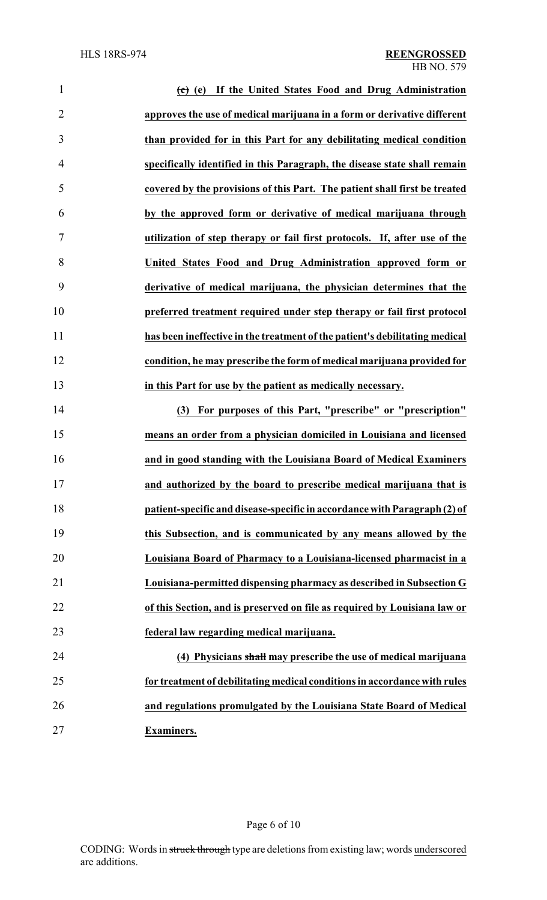~~(c)~~ (e) If the United States Food and Drug Administration approves the use of medical marijuana in a form or derivative different than provided for in this Part for any debilitating medical condition specifically identified in this Paragraph, the disease state shall remain covered by the provisions of this Part. The patient shall first be treated by the approved form or derivative of medical marijuana through utilization of step therapy or fail first protocols. If, after use of the United States Food and Drug Administration approved form or derivative of medical marijuana, the physician determines that the preferred treatment required under step therapy or fail first protocol has been ineffective in the treatment of the patient's debilitating medical condition, he may prescribe the form of medical marijuana provided for in this Part for use by the patient as medically necessary.

(3) For purposes of this Part, "prescribe" or "prescription" means an order from a physician domiciled in Louisiana and licensed and in good standing with the Louisiana Board of Medical Examiners and authorized by the board to prescribe medical marijuana that is patient-specific and disease-specific in accordance with Paragraph (2) of this Subsection, and is communicated by any means allowed by the Louisiana Board of Pharmacy to a Louisiana-licensed pharmacist in a Louisiana-permitted dispensing pharmacy as described in Subsection G of this Section, and is preserved on file as required by Louisiana law or federal law regarding medical marijuana.

(4) Physicians ~~shall~~ may prescribe the use of medical marijuana for treatment of debilitating medical conditions in accordance with rules and regulations promulgated by the Louisiana State Board of Medical Examiners.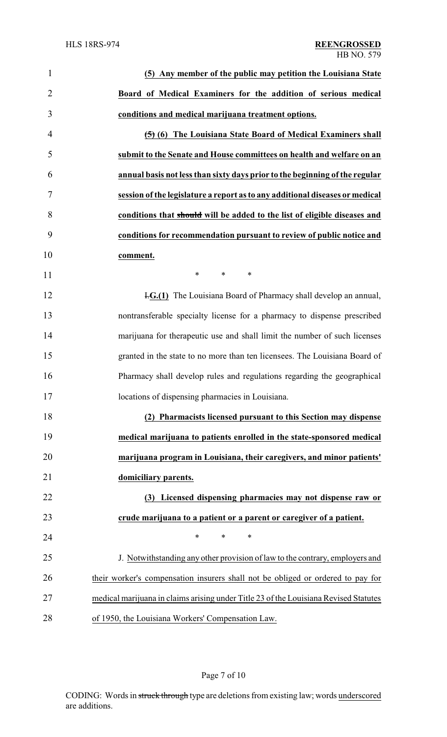**(5) Any member of the public may petition the Louisiana State Board of Medical Examiners for the addition of serious medical conditions and medical marijuana treatment options.**

~~(5)~~ **(6) The Louisiana State Board of Medical Examiners shall submit to the Senate and House committees on health and welfare on an annual basis not less than sixty days prior to the beginning of the regular session of the legislature a report as to any additional diseases or medical conditions that ~~should~~ will be added to the list of eligible diseases and conditions for recommendation pursuant to review of public notice and comment.**

\* \* \*

~~I.~~**G.(1)** The Louisiana Board of Pharmacy shall develop an annual, nontransferable specialty license for a pharmacy to dispense prescribed marijuana for therapeutic use and shall limit the number of such licenses granted in the state to no more than ten licensees. The Louisiana Board of Pharmacy shall develop rules and regulations regarding the geographical locations of dispensing pharmacies in Louisiana.

**(2) Pharmacists licensed pursuant to this Section may dispense medical marijuana to patients enrolled in the state-sponsored medical marijuana program in Louisiana, their caregivers, and minor patients' domiciliary parents.**

**(3) Licensed dispensing pharmacies may not dispense raw or crude marijuana to a patient or a parent or caregiver of a patient.**

\* \* \*

J. Notwithstanding any other provision of law to the contrary, employers and their worker's compensation insurers shall not be obliged or ordered to pay for medical marijuana in claims arising under Title 23 of the Louisiana Revised Statutes of 1950, the Louisiana Workers' Compensation Law.

CODING: Words in ~~struck through~~ type are deletions from existing law; words underscored are additions.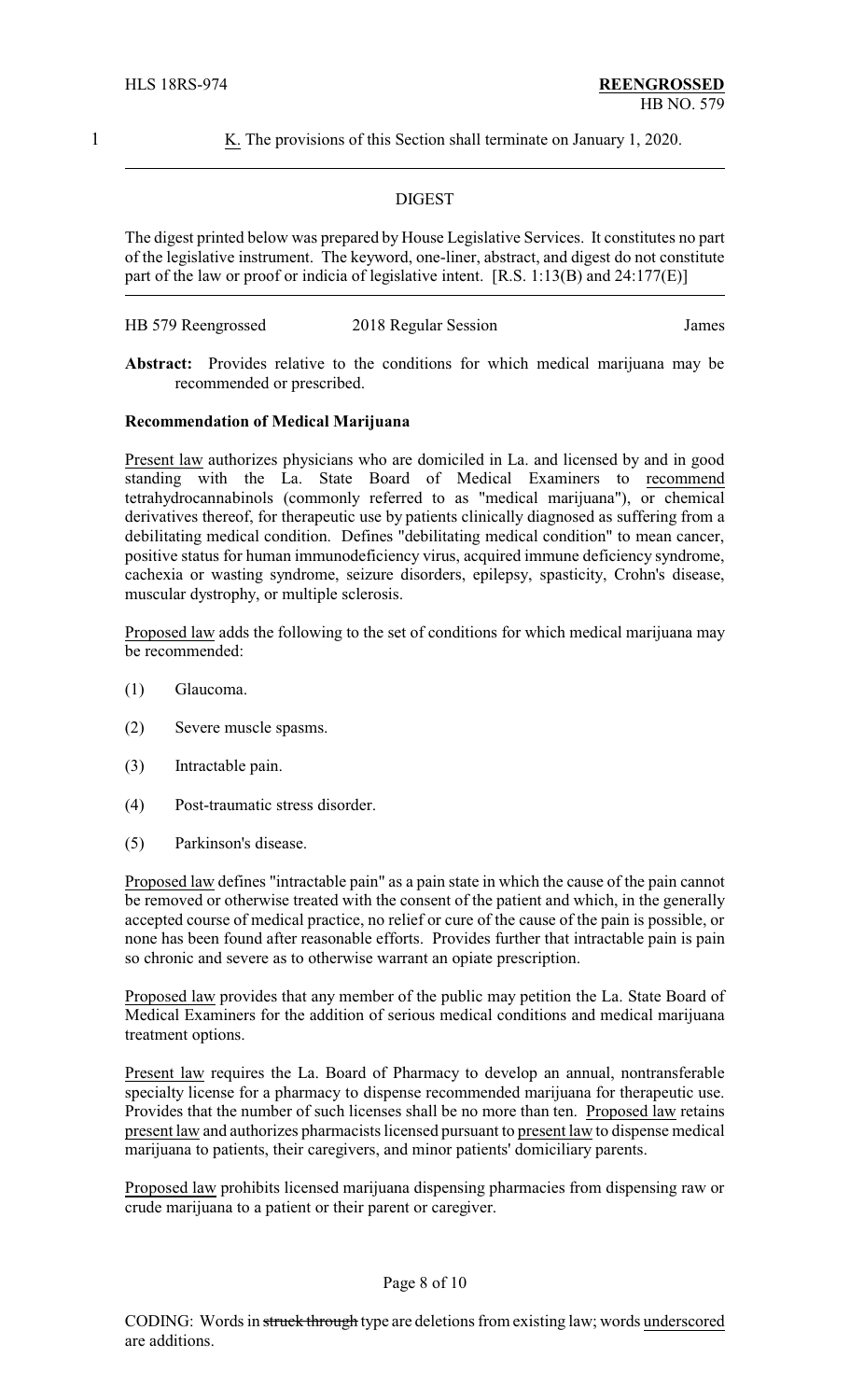K. The provisions of this Section shall terminate on January 1, 2020.

DIGEST

The digest printed below was prepared by House Legislative Services. It constitutes no part of the legislative instrument. The keyword, one-liner, abstract, and digest do not constitute part of the law or proof or indicia of legislative intent. [R.S. 1:13(B) and 24:177(E)]

HB 579 Reengrossed 2018 Regular Session James

**Abstract:** Provides relative to the conditions for which medical marijuana may be recommended or prescribed.

**Recommendation of Medical Marijuana**

Present law authorizes physicians who are domiciled in La. and licensed by and in good standing with the La. State Board of Medical Examiners to recommend tetrahydrocannabinols (commonly referred to as "medical marijuana"), or chemical derivatives thereof, for therapeutic use by patients clinically diagnosed as suffering from a debilitating medical condition. Defines "debilitating medical condition" to mean cancer, positive status for human immunodeficiency virus, acquired immune deficiency syndrome, cachexia or wasting syndrome, seizure disorders, epilepsy, spasticity, Crohn's disease, muscular dystrophy, or multiple sclerosis.

Proposed law adds the following to the set of conditions for which medical marijuana may be recommended:

(1) Glaucoma.

(2) Severe muscle spasms.

(3) Intractable pain.

(4) Post-traumatic stress disorder.

(5) Parkinson's disease.

Proposed law defines "intractable pain" as a pain state in which the cause of the pain cannot be removed or otherwise treated with the consent of the patient and which, in the generally accepted course of medical practice, no relief or cure of the cause of the pain is possible, or none has been found after reasonable efforts. Provides further that intractable pain is pain so chronic and severe as to otherwise warrant an opiate prescription.

Proposed law provides that any member of the public may petition the La. State Board of Medical Examiners for the addition of serious medical conditions and medical marijuana treatment options.

Present law requires the La. Board of Pharmacy to develop an annual, nontransferable specialty license for a pharmacy to dispense recommended marijuana for therapeutic use. Provides that the number of such licenses shall be no more than ten. Proposed law retains present law and authorizes pharmacists licensed pursuant to present law to dispense medical marijuana to patients, their caregivers, and minor patients' domiciliary parents.

Proposed law prohibits licensed marijuana dispensing pharmacies from dispensing raw or crude marijuana to a patient or their parent or caregiver.

CODING: Words in ~~struck through~~ type are deletions from existing law; words underscored are additions.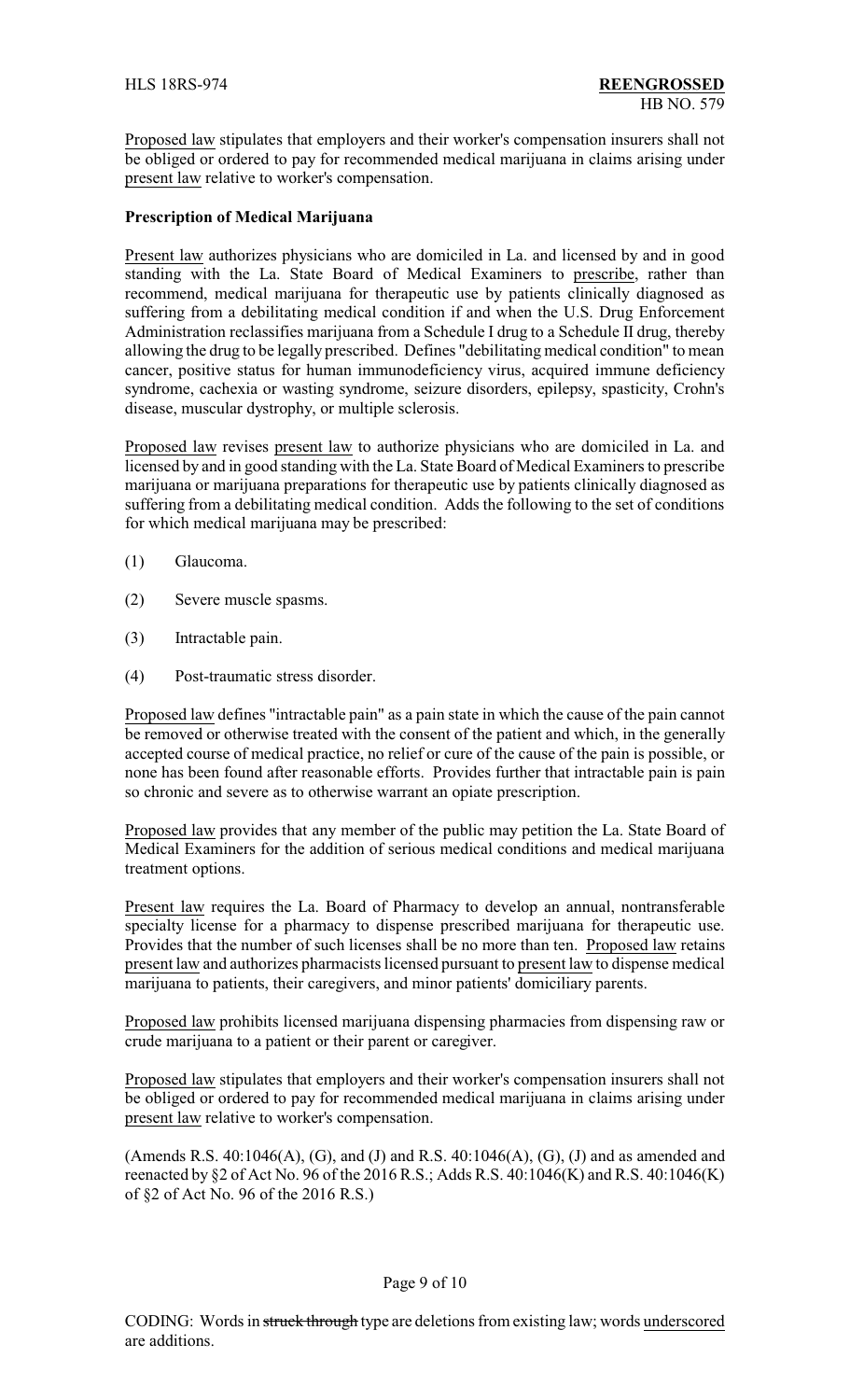Proposed law stipulates that employers and their worker's compensation insurers shall not be obliged or ordered to pay for recommended medical marijuana in claims arising under present law relative to worker's compensation.

**Prescription of Medical Marijuana**

Present law authorizes physicians who are domiciled in La. and licensed by and in good standing with the La. State Board of Medical Examiners to prescribe, rather than recommend, medical marijuana for therapeutic use by patients clinically diagnosed as suffering from a debilitating medical condition if and when the U.S. Drug Enforcement Administration reclassifies marijuana from a Schedule I drug to a Schedule II drug, thereby allowing the drug to be legally prescribed. Defines "debilitating medical condition" to mean cancer, positive status for human immunodeficiency virus, acquired immune deficiency syndrome, cachexia or wasting syndrome, seizure disorders, epilepsy, spasticity, Crohn's disease, muscular dystrophy, or multiple sclerosis.

Proposed law revises present law to authorize physicians who are domiciled in La. and licensed by and in good standing with the La. State Board of Medical Examiners to prescribe marijuana or marijuana preparations for therapeutic use by patients clinically diagnosed as suffering from a debilitating medical condition. Adds the following to the set of conditions for which medical marijuana may be prescribed:

(1) Glaucoma.

(2) Severe muscle spasms.

(3) Intractable pain.

(4) Post-traumatic stress disorder.

Proposed law defines "intractable pain" as a pain state in which the cause of the pain cannot be removed or otherwise treated with the consent of the patient and which, in the generally accepted course of medical practice, no relief or cure of the cause of the pain is possible, or none has been found after reasonable efforts. Provides further that intractable pain is pain so chronic and severe as to otherwise warrant an opiate prescription.

Proposed law provides that any member of the public may petition the La. State Board of Medical Examiners for the addition of serious medical conditions and medical marijuana treatment options.

Present law requires the La. Board of Pharmacy to develop an annual, nontransferable specialty license for a pharmacy to dispense prescribed marijuana for therapeutic use. Provides that the number of such licenses shall be no more than ten. Proposed law retains present law and authorizes pharmacists licensed pursuant to present law to dispense medical marijuana to patients, their caregivers, and minor patients' domiciliary parents.

Proposed law prohibits licensed marijuana dispensing pharmacies from dispensing raw or crude marijuana to a patient or their parent or caregiver.

Proposed law stipulates that employers and their worker's compensation insurers shall not be obliged or ordered to pay for recommended medical marijuana in claims arising under present law relative to worker's compensation.

(Amends R.S. 40:1046(A), (G), and (J) and R.S. 40:1046(A), (G), (J) and as amended and reenacted by §2 of Act No. 96 of the 2016 R.S.; Adds R.S. 40:1046(K) and R.S. 40:1046(K) of §2 of Act No. 96 of the 2016 R.S.)

CODING: Words in ~~struck through~~ type are deletions from existing law; words underscored are additions.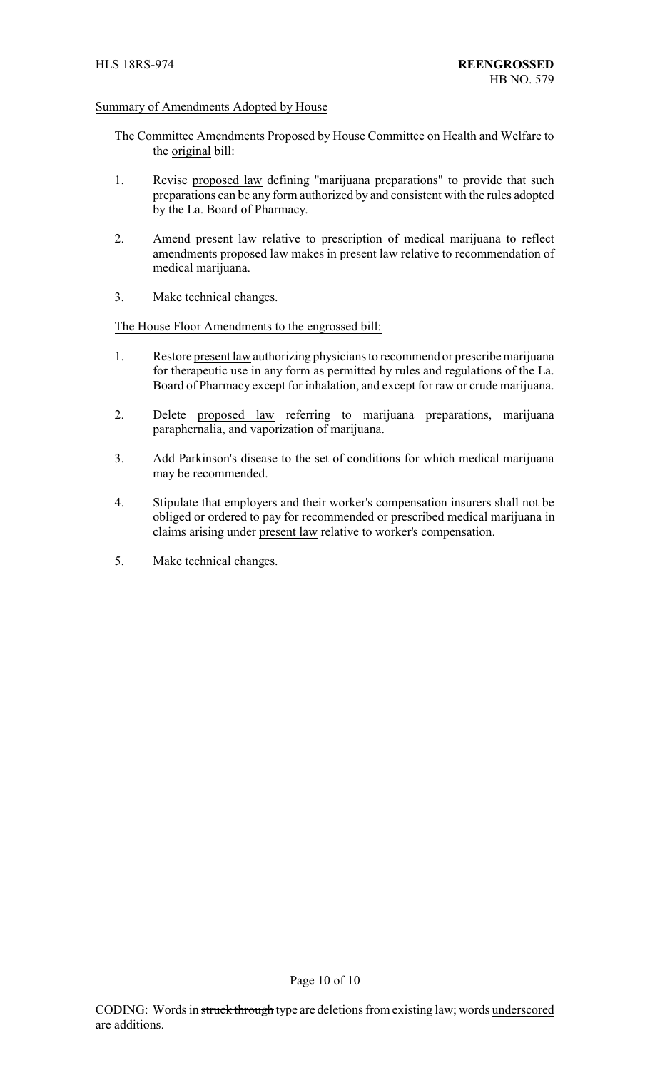Summary of Amendments Adopted by House

The Committee Amendments Proposed by House Committee on Health and Welfare to the original bill:

1. Revise proposed law defining "marijuana preparations" to provide that such preparations can be any form authorized by and consistent with the rules adopted by the La. Board of Pharmacy.

2. Amend present law relative to prescription of medical marijuana to reflect amendments proposed law makes in present law relative to recommendation of medical marijuana.

3. Make technical changes.

The House Floor Amendments to the engrossed bill:

1. Restore present law authorizing physicians to recommend or prescribe marijuana for therapeutic use in any form as permitted by rules and regulations of the La. Board of Pharmacy except for inhalation, and except for raw or crude marijuana.

2. Delete proposed law referring to marijuana preparations, marijuana paraphernalia, and vaporization of marijuana.

3. Add Parkinson's disease to the set of conditions for which medical marijuana may be recommended.

4. Stipulate that employers and their worker's compensation insurers shall not be obliged or ordered to pay for recommended or prescribed medical marijuana in claims arising under present law relative to worker's compensation.

5. Make technical changes.